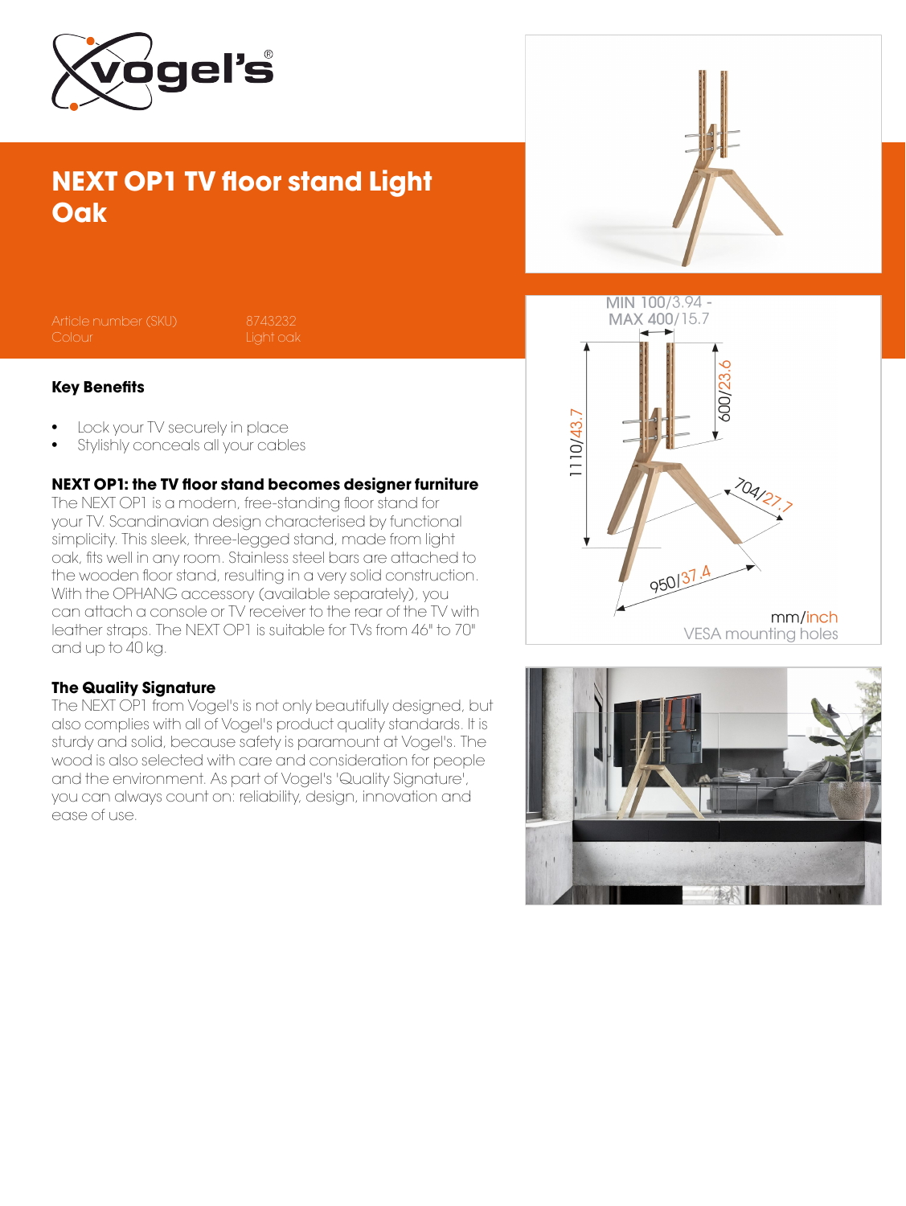# NEXT OP1 TV floor stand Light Oak

| | |
|---|---|
| Article number (SKU) | 8743232 |
| Colour | Light oak |

### Key Benefits

- Lock your TV securely in place
- Stylishly conceals all your cables

### NEXT OP1: the TV floor stand becomes designer furniture

The NEXT OP1 is a modern, free-standing floor stand for your TV. Scandinavian design characterised by functional simplicity. This sleek, three-legged stand, made from light oak, fits well in any room. Stainless steel bars are attached to the wooden floor stand, resulting in a very solid construction. With the OPHANG accessory (available separately), you can attach a console or TV receiver to the rear of the TV with leather straps. The NEXT OP1 is suitable for TVs from 46" to 70" and up to 40 kg.

### The Quality Signature

The NEXT OP1 from Vogel's is not only beautifully designed, but also complies with all of Vogel's product quality standards. It is sturdy and solid, because safety is paramount at Vogel's. The wood is also selected with care and consideration for people and the environment. As part of Vogel's 'Quality Signature', you can always count on: reliability, design, innovation and ease of use.

MIN 100/3.94 - MAX 400/15.7

1110/43.7

600/23.6

704/27.7

950/37.4

mm/inch

VESA mounting holes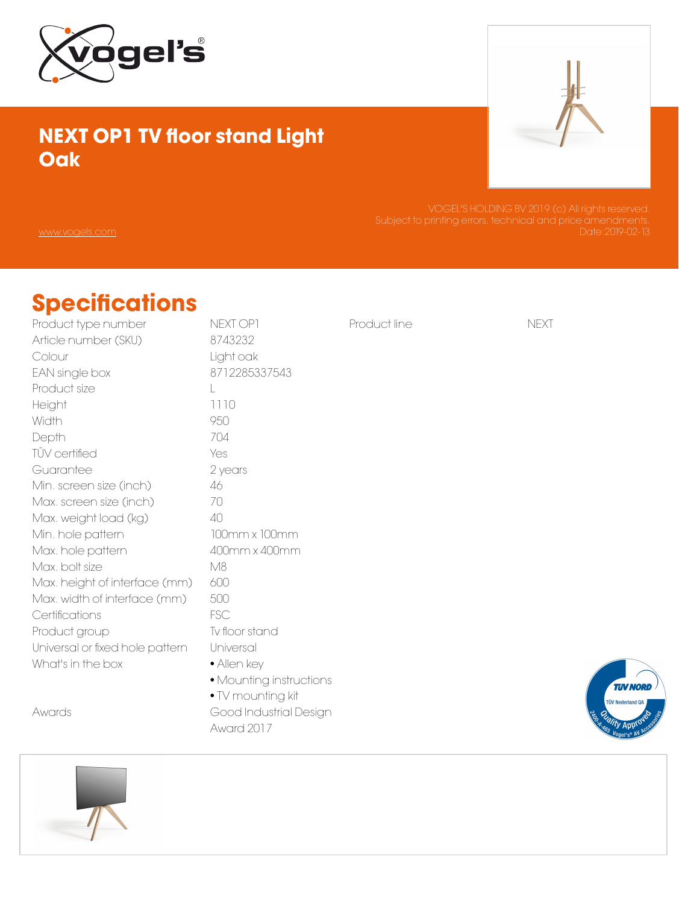# NEXT OP1 TV floor stand Light Oak

www.vogels.com

VOGEL'S HOLDING BV 2019 (c) All rights reserved.
Subject to printing errors, technical and price amendments.
Date:2019-02-13

## Specifications

| | | | |
|---|---|---|---|
| Product type number | NEXT OP1 | Product line | NEXT |
| Article number (SKU) | 8743232 | | |
| Colour | Light oak | | |
| EAN single box | 8712285337543 | | |
| Product size | L | | |
| Height | 1110 | | |
| Width | 950 | | |
| Depth | 704 | | |
| TÜV certified | Yes | | |
| Guarantee | 2 years | | |
| Min. screen size (inch) | 46 | | |
| Max. screen size (inch) | 70 | | |
| Max. weight load (kg) | 40 | | |
| Min. hole pattern | 100mm x 100mm | | |
| Max. hole pattern | 400mm x 400mm | | |
| Max. bolt size | M8 | | |
| Max. height of interface (mm) | 600 | | |
| Max. width of interface (mm) | 500 | | |
| Certifications | FSC | | |
| Product group | Tv floor stand | | |
| Universal or fixed hole pattern | Universal | | |
| What's in the box | • Allen key<br>• Mounting instructions<br>• TV mounting kit | | |
| Awards | Good Industrial Design Award 2017 | | |